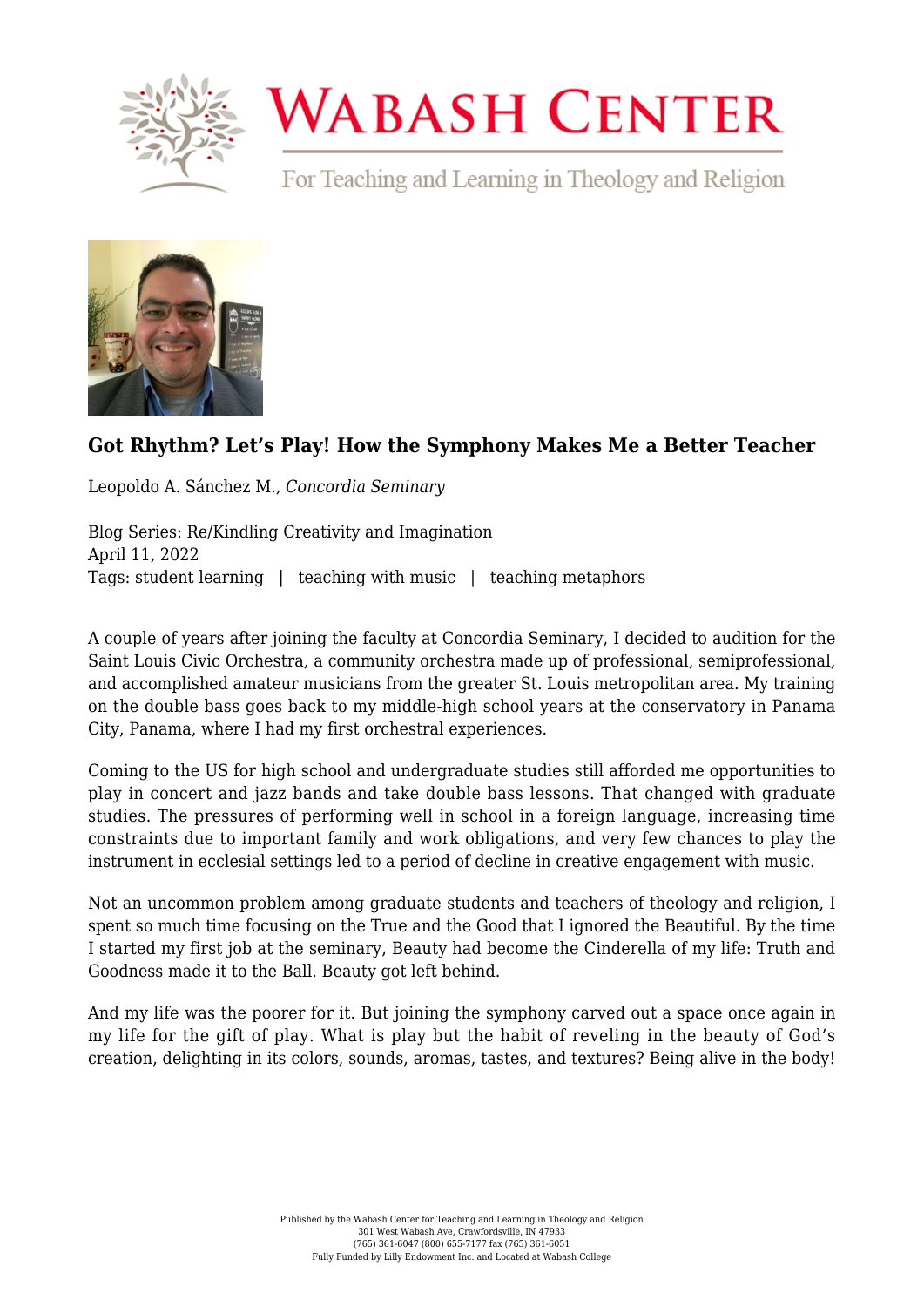# Got Rhythm? Let's Play! How the Symphony Makes Me a Better Teacher

Leopoldo A. Sánchez M., *Concordia Seminary*

Blog Series: Re/Kindling Creativity and Imagination
April 11, 2022
Tags: student learning | teaching with music | teaching metaphors

A couple of years after joining the faculty at Concordia Seminary, I decided to audition for the Saint Louis Civic Orchestra, a community orchestra made up of professional, semiprofessional, and accomplished amateur musicians from the greater St. Louis metropolitan area. My training on the double bass goes back to my middle-high school years at the conservatory in Panama City, Panama, where I had my first orchestral experiences.

Coming to the US for high school and undergraduate studies still afforded me opportunities to play in concert and jazz bands and take double bass lessons. That changed with graduate studies. The pressures of performing well in school in a foreign language, increasing time constraints due to important family and work obligations, and very few chances to play the instrument in ecclesial settings led to a period of decline in creative engagement with music.

Not an uncommon problem among graduate students and teachers of theology and religion, I spent so much time focusing on the True and the Good that I ignored the Beautiful. By the time I started my first job at the seminary, Beauty had become the Cinderella of my life: Truth and Goodness made it to the Ball. Beauty got left behind.

And my life was the poorer for it. But joining the symphony carved out a space once again in my life for the gift of play. What is play but the habit of reveling in the beauty of God's creation, delighting in its colors, sounds, aromas, tastes, and textures? Being alive in the body!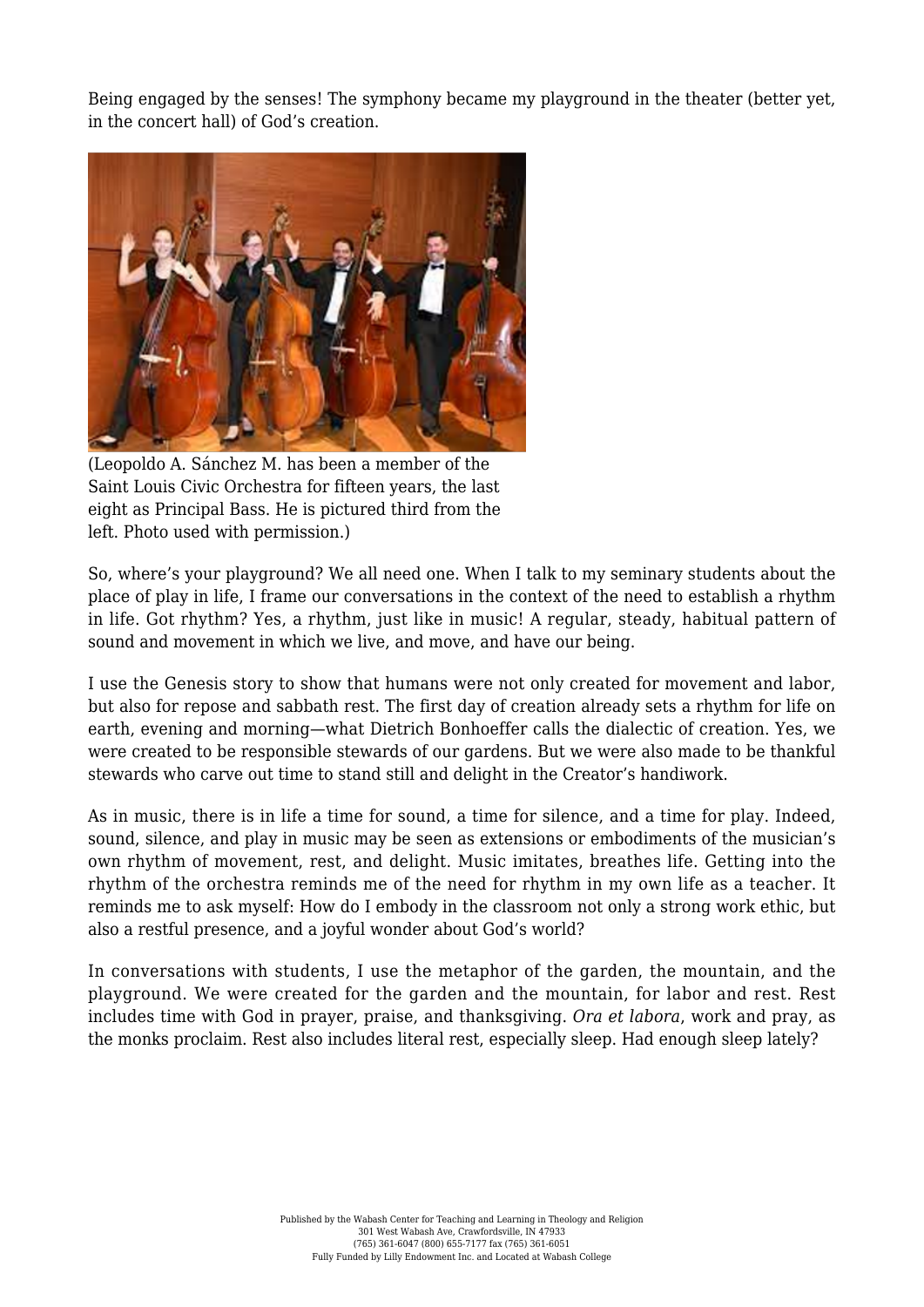Being engaged by the senses! The symphony became my playground in the theater (better yet, in the concert hall) of God's creation.

(Leopoldo A. Sánchez M. has been a member of the Saint Louis Civic Orchestra for fifteen years, the last eight as Principal Bass. He is pictured third from the left. Photo used with permission.)

So, where's your playground? We all need one. When I talk to my seminary students about the place of play in life, I frame our conversations in the context of the need to establish a rhythm in life. Got rhythm? Yes, a rhythm, just like in music! A regular, steady, habitual pattern of sound and movement in which we live, and move, and have our being.

I use the Genesis story to show that humans were not only created for movement and labor, but also for repose and sabbath rest. The first day of creation already sets a rhythm for life on earth, evening and morning—what Dietrich Bonhoeffer calls the dialectic of creation. Yes, we were created to be responsible stewards of our gardens. But we were also made to be thankful stewards who carve out time to stand still and delight in the Creator's handiwork.

As in music, there is in life a time for sound, a time for silence, and a time for play. Indeed, sound, silence, and play in music may be seen as extensions or embodiments of the musician's own rhythm of movement, rest, and delight. Music imitates, breathes life. Getting into the rhythm of the orchestra reminds me of the need for rhythm in my own life as a teacher. It reminds me to ask myself: How do I embody in the classroom not only a strong work ethic, but also a restful presence, and a joyful wonder about God's world?

In conversations with students, I use the metaphor of the garden, the mountain, and the playground. We were created for the garden and the mountain, for labor and rest. Rest includes time with God in prayer, praise, and thanksgiving. *Ora et labora*, work and pray, as the monks proclaim. Rest also includes literal rest, especially sleep. Had enough sleep lately?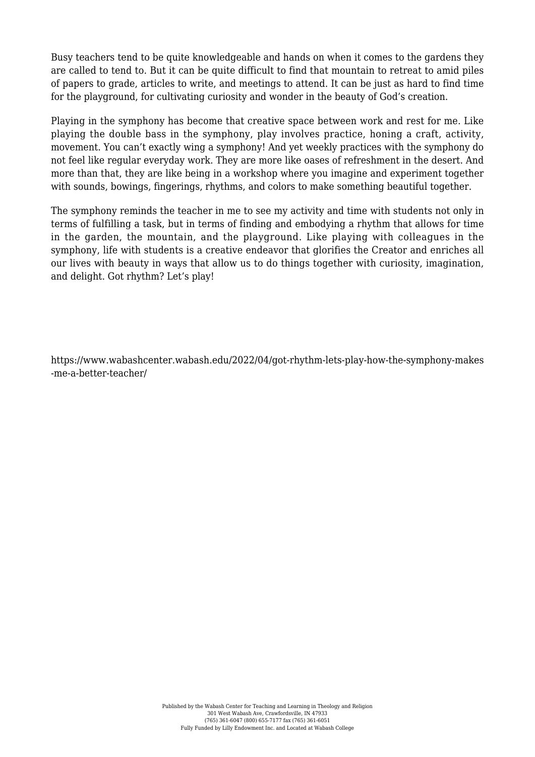Busy teachers tend to be quite knowledgeable and hands on when it comes to the gardens they are called to tend to. But it can be quite difficult to find that mountain to retreat to amid piles of papers to grade, articles to write, and meetings to attend. It can be just as hard to find time for the playground, for cultivating curiosity and wonder in the beauty of God's creation.

Playing in the symphony has become that creative space between work and rest for me. Like playing the double bass in the symphony, play involves practice, honing a craft, activity, movement. You can't exactly wing a symphony! And yet weekly practices with the symphony do not feel like regular everyday work. They are more like oases of refreshment in the desert. And more than that, they are like being in a workshop where you imagine and experiment together with sounds, bowings, fingerings, rhythms, and colors to make something beautiful together.

The symphony reminds the teacher in me to see my activity and time with students not only in terms of fulfilling a task, but in terms of finding and embodying a rhythm that allows for time in the garden, the mountain, and the playground. Like playing with colleagues in the symphony, life with students is a creative endeavor that glorifies the Creator and enriches all our lives with beauty in ways that allow us to do things together with curiosity, imagination, and delight. Got rhythm? Let's play!

https://www.wabashcenter.wabash.edu/2022/04/got-rhythm-lets-play-how-the-symphony-makes-me-a-better-teacher/

Published by the Wabash Center for Teaching and Learning in Theology and Religion
301 West Wabash Ave, Crawfordsville, IN 47933
(765) 361-6047 (800) 655-7177 fax (765) 361-6051
Fully Funded by Lilly Endowment Inc. and Located at Wabash College